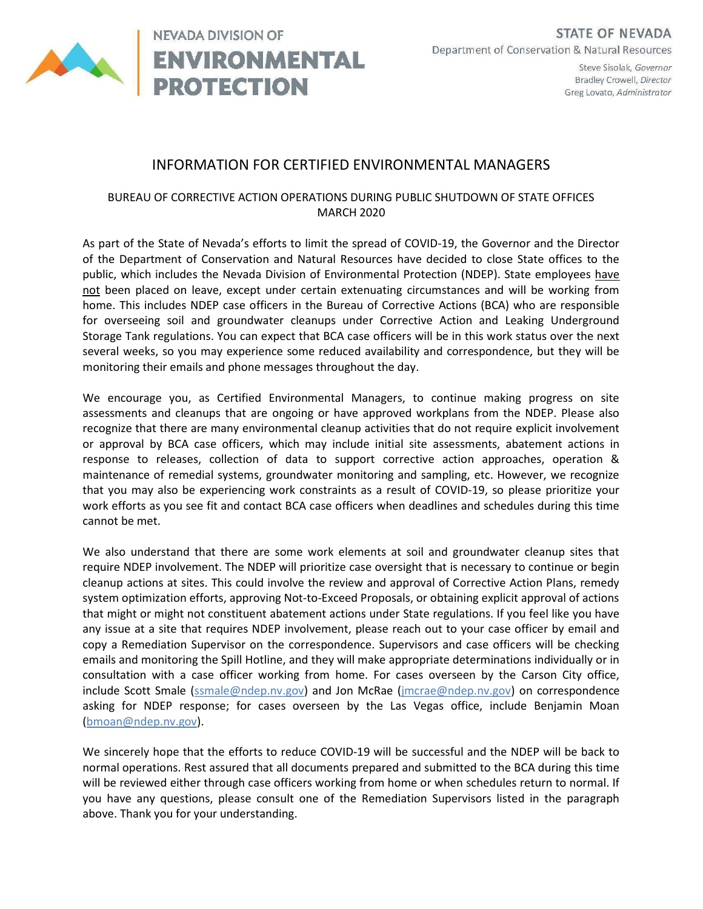NEVADA DIVISION OF
**ENVIRONMENTAL PROTECTION**

STATE OF NEVADA
Department of Conservation & Natural Resources

Steve Sisolak, *Governor*
Bradley Crowell, *Director*
Greg Lovato, *Administrator*

# INFORMATION FOR CERTIFIED ENVIRONMENTAL MANAGERS

## BUREAU OF CORRECTIVE ACTION OPERATIONS DURING PUBLIC SHUTDOWN OF STATE OFFICES MARCH 2020

As part of the State of Nevada's efforts to limit the spread of COVID-19, the Governor and the Director of the Department of Conservation and Natural Resources have decided to close State offices to the public, which includes the Nevada Division of Environmental Protection (NDEP). State employees have not been placed on leave, except under certain extenuating circumstances and will be working from home. This includes NDEP case officers in the Bureau of Corrective Actions (BCA) who are responsible for overseeing soil and groundwater cleanups under Corrective Action and Leaking Underground Storage Tank regulations. You can expect that BCA case officers will be in this work status over the next several weeks, so you may experience some reduced availability and correspondence, but they will be monitoring their emails and phone messages throughout the day.

We encourage you, as Certified Environmental Managers, to continue making progress on site assessments and cleanups that are ongoing or have approved workplans from the NDEP. Please also recognize that there are many environmental cleanup activities that do not require explicit involvement or approval by BCA case officers, which may include initial site assessments, abatement actions in response to releases, collection of data to support corrective action approaches, operation & maintenance of remedial systems, groundwater monitoring and sampling, etc. However, we recognize that you may also be experiencing work constraints as a result of COVID-19, so please prioritize your work efforts as you see fit and contact BCA case officers when deadlines and schedules during this time cannot be met.

We also understand that there are some work elements at soil and groundwater cleanup sites that require NDEP involvement. The NDEP will prioritize case oversight that is necessary to continue or begin cleanup actions at sites. This could involve the review and approval of Corrective Action Plans, remedy system optimization efforts, approving Not-to-Exceed Proposals, or obtaining explicit approval of actions that might or might not constituent abatement actions under State regulations. If you feel like you have any issue at a site that requires NDEP involvement, please reach out to your case officer by email and copy a Remediation Supervisor on the correspondence. Supervisors and case officers will be checking emails and monitoring the Spill Hotline, and they will make appropriate determinations individually or in consultation with a case officer working from home. For cases overseen by the Carson City office, include Scott Smale (ssmale@ndep.nv.gov) and Jon McRae (jmcrae@ndep.nv.gov) on correspondence asking for NDEP response; for cases overseen by the Las Vegas office, include Benjamin Moan (bmoan@ndep.nv.gov).

We sincerely hope that the efforts to reduce COVID-19 will be successful and the NDEP will be back to normal operations. Rest assured that all documents prepared and submitted to the BCA during this time will be reviewed either through case officers working from home or when schedules return to normal. If you have any questions, please consult one of the Remediation Supervisors listed in the paragraph above. Thank you for your understanding.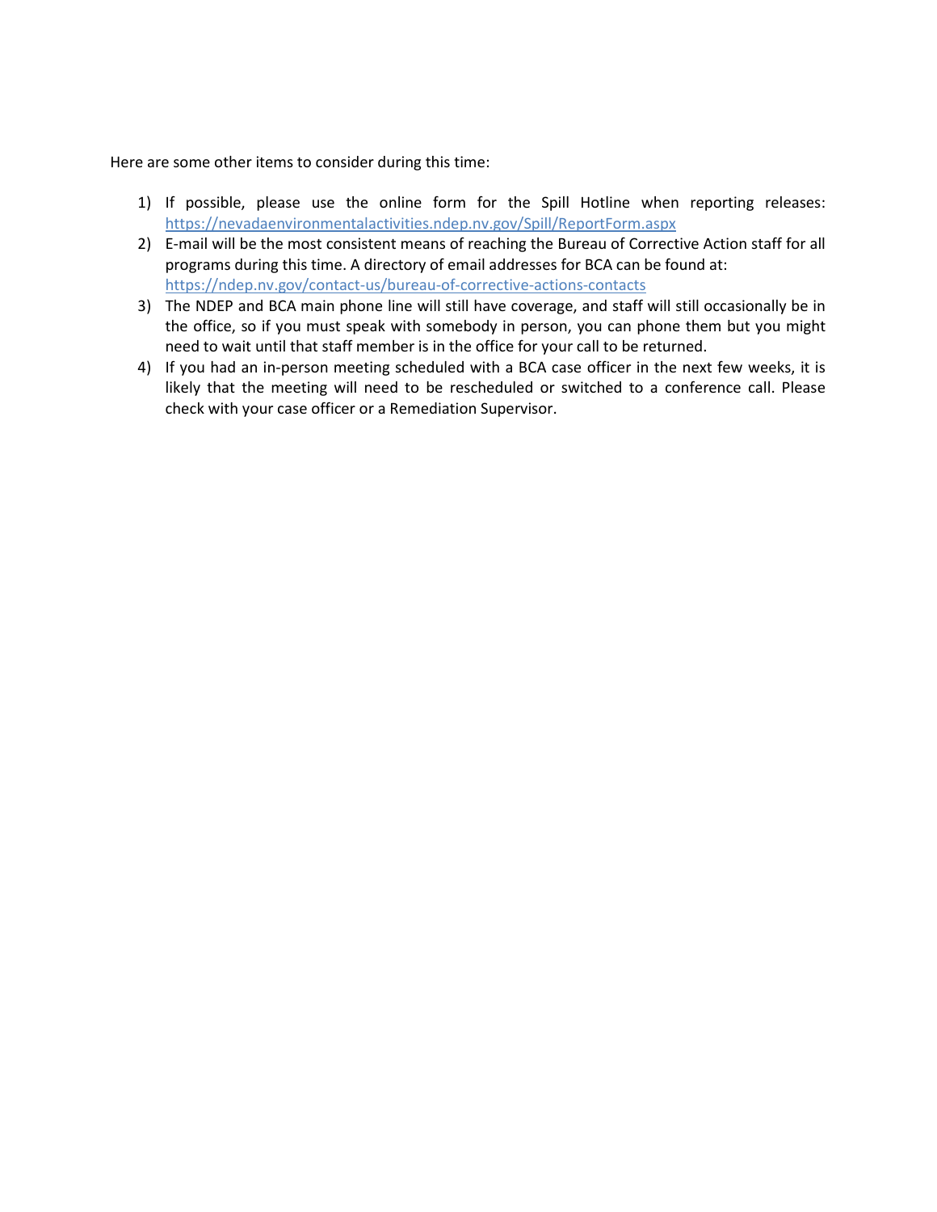Here are some other items to consider during this time:

1) If possible, please use the online form for the Spill Hotline when reporting releases: https://nevadaenvironmentalactivities.ndep.nv.gov/Spill/ReportForm.aspx
2) E-mail will be the most consistent means of reaching the Bureau of Corrective Action staff for all programs during this time. A directory of email addresses for BCA can be found at: https://ndep.nv.gov/contact-us/bureau-of-corrective-actions-contacts
3) The NDEP and BCA main phone line will still have coverage, and staff will still occasionally be in the office, so if you must speak with somebody in person, you can phone them but you might need to wait until that staff member is in the office for your call to be returned.
4) If you had an in-person meeting scheduled with a BCA case officer in the next few weeks, it is likely that the meeting will need to be rescheduled or switched to a conference call. Please check with your case officer or a Remediation Supervisor.